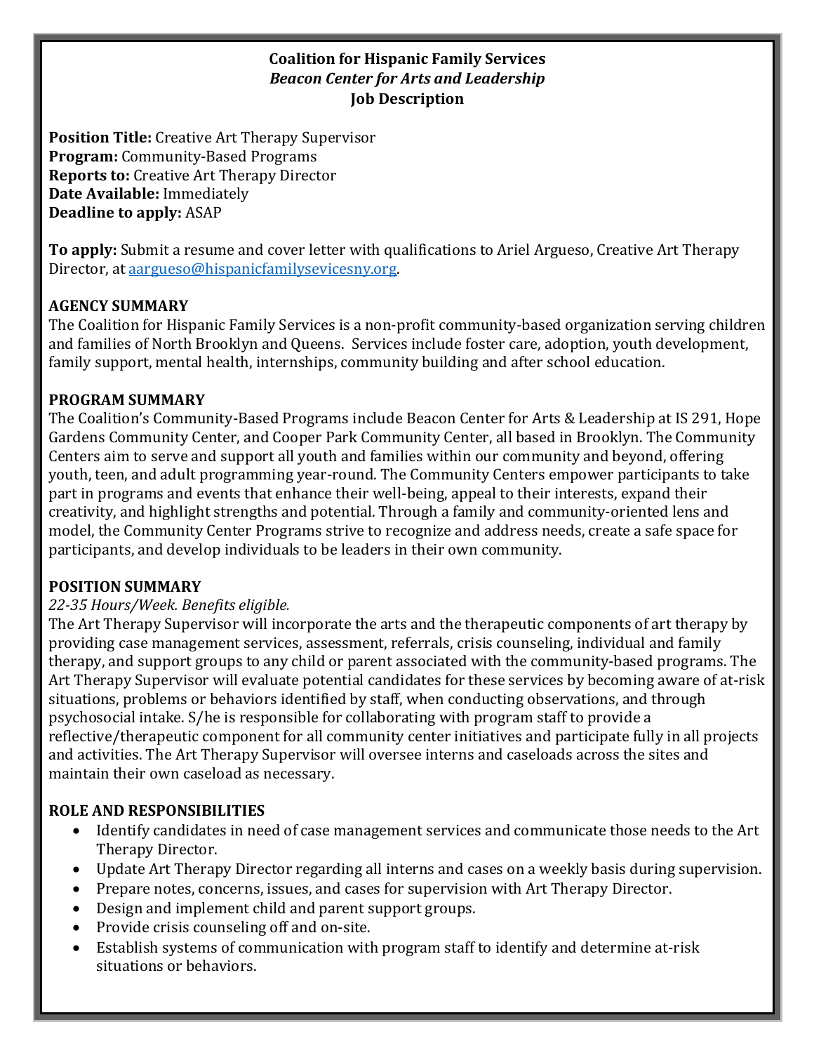**Coalition for Hispanic Family Services**
*Beacon Center for Arts and Leadership*
**Job Description**

**Position Title:** Creative Art Therapy Supervisor
**Program:** Community-Based Programs
**Reports to:** Creative Art Therapy Director
**Date Available:** Immediately
**Deadline to apply:** ASAP

**To apply:** Submit a resume and cover letter with qualifications to Ariel Argueso, Creative Art Therapy Director, at aargueso@hispanicfamilysevicesny.org.

## AGENCY SUMMARY

The Coalition for Hispanic Family Services is a non-profit community-based organization serving children and families of North Brooklyn and Queens. Services include foster care, adoption, youth development, family support, mental health, internships, community building and after school education.

## PROGRAM SUMMARY

The Coalition's Community-Based Programs include Beacon Center for Arts & Leadership at IS 291, Hope Gardens Community Center, and Cooper Park Community Center, all based in Brooklyn. The Community Centers aim to serve and support all youth and families within our community and beyond, offering youth, teen, and adult programming year-round. The Community Centers empower participants to take part in programs and events that enhance their well-being, appeal to their interests, expand their creativity, and highlight strengths and potential. Through a family and community-oriented lens and model, the Community Center Programs strive to recognize and address needs, create a safe space for participants, and develop individuals to be leaders in their own community.

## POSITION SUMMARY

*22-35 Hours/Week. Benefits eligible.*

The Art Therapy Supervisor will incorporate the arts and the therapeutic components of art therapy by providing case management services, assessment, referrals, crisis counseling, individual and family therapy, and support groups to any child or parent associated with the community-based programs. The Art Therapy Supervisor will evaluate potential candidates for these services by becoming aware of at-risk situations, problems or behaviors identified by staff, when conducting observations, and through psychosocial intake. S/he is responsible for collaborating with program staff to provide a reflective/therapeutic component for all community center initiatives and participate fully in all projects and activities. The Art Therapy Supervisor will oversee interns and caseloads across the sites and maintain their own caseload as necessary.

## ROLE AND RESPONSIBILITIES

- Identify candidates in need of case management services and communicate those needs to the Art Therapy Director.
- Update Art Therapy Director regarding all interns and cases on a weekly basis during supervision.
- Prepare notes, concerns, issues, and cases for supervision with Art Therapy Director.
- Design and implement child and parent support groups.
- Provide crisis counseling off and on-site.
- Establish systems of communication with program staff to identify and determine at-risk situations or behaviors.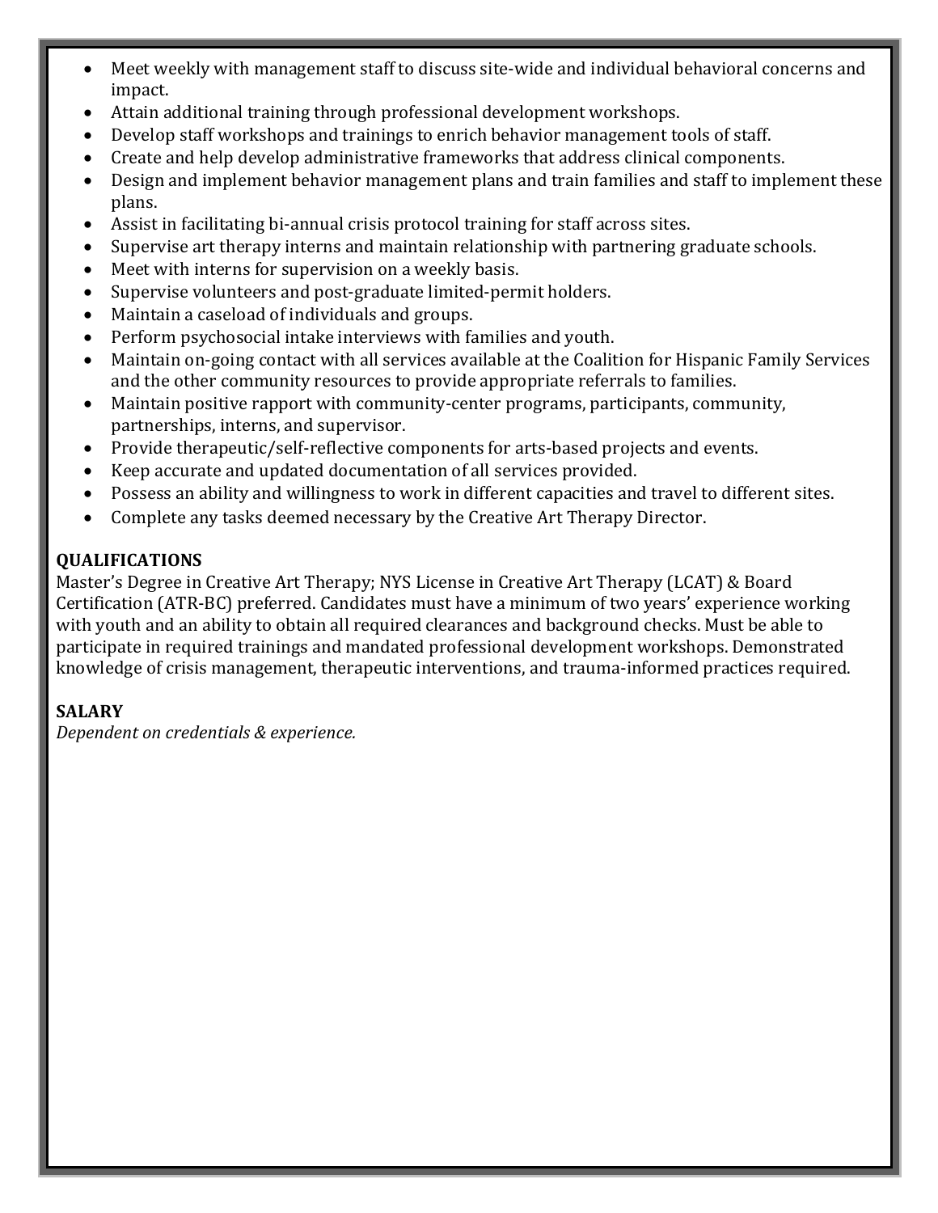- Meet weekly with management staff to discuss site-wide and individual behavioral concerns and impact.
- Attain additional training through professional development workshops.
- Develop staff workshops and trainings to enrich behavior management tools of staff.
- Create and help develop administrative frameworks that address clinical components.
- Design and implement behavior management plans and train families and staff to implement these plans.
- Assist in facilitating bi-annual crisis protocol training for staff across sites.
- Supervise art therapy interns and maintain relationship with partnering graduate schools.
- Meet with interns for supervision on a weekly basis.
- Supervise volunteers and post-graduate limited-permit holders.
- Maintain a caseload of individuals and groups.
- Perform psychosocial intake interviews with families and youth.
- Maintain on-going contact with all services available at the Coalition for Hispanic Family Services and the other community resources to provide appropriate referrals to families.
- Maintain positive rapport with community-center programs, participants, community, partnerships, interns, and supervisor.
- Provide therapeutic/self-reflective components for arts-based projects and events.
- Keep accurate and updated documentation of all services provided.
- Possess an ability and willingness to work in different capacities and travel to different sites.
- Complete any tasks deemed necessary by the Creative Art Therapy Director.

**QUALIFICATIONS**

Master's Degree in Creative Art Therapy; NYS License in Creative Art Therapy (LCAT) & Board Certification (ATR-BC) preferred. Candidates must have a minimum of two years' experience working with youth and an ability to obtain all required clearances and background checks. Must be able to participate in required trainings and mandated professional development workshops. Demonstrated knowledge of crisis management, therapeutic interventions, and trauma-informed practices required.

**SALARY**

*Dependent on credentials & experience.*